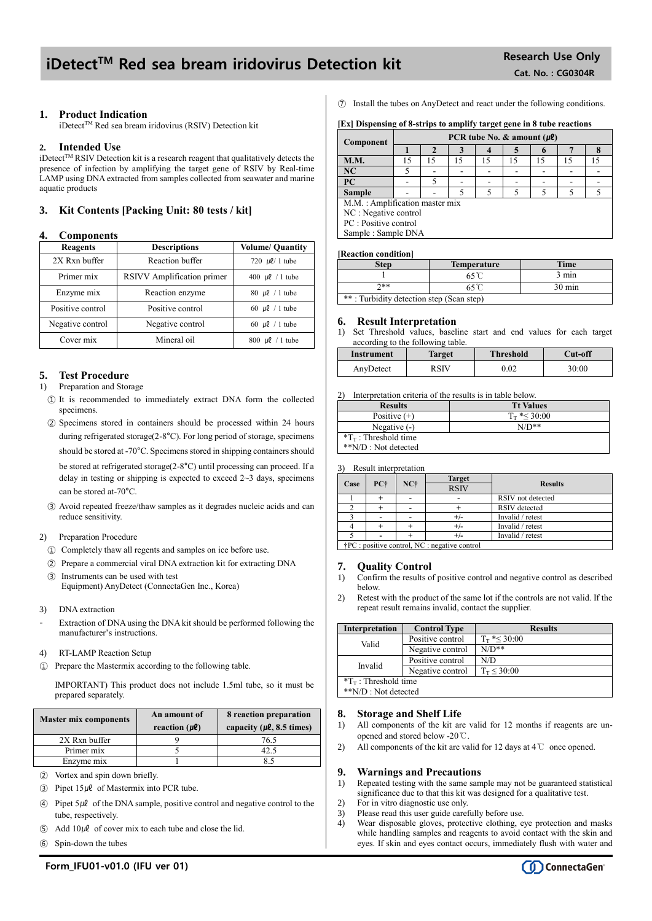# iDetect™ Red sea bream iridovirus Detection kit

**Research Use Only**
**Cat. No. : CG0304R**

## 1. Product Indication

iDetect™ Red sea bream iridovirus (RSIV) Detection kit

## 2. Intended Use

iDetect™ RSIV Detection kit is a research reagent that qualitatively detects the presence of infection by amplifying the target gene of RSIV by Real-time LAMP using DNA extracted from samples collected from seawater and marine aquatic products

## 3. Kit Contents [Packing Unit: 80 tests / kit]

## 4. Components

| Reagents | Descriptions | Volume/ Quantity |
|---|---|---|
| 2X Rxn buffer | Reaction buffer | 720 ㎕/ 1 tube |
| Primer mix | RSIVV Amplification primer | 400 ㎕ / 1 tube |
| Enzyme mix | Reaction enzyme | 80 ㎕ / 1 tube |
| Positive control | Positive control | 60 ㎕ / 1 tube |
| Negative control | Negative control | 60 ㎕ / 1 tube |
| Cover mix | Mineral oil | 800 ㎕ / 1 tube |

## 5. Test Procedure

1) Preparation and Storage

① It is recommended to immediately extract DNA form the collected specimens.

② Specimens stored in containers should be processed within 24 hours during refrigerated storage(2-8°C). For long period of storage, specimens should be stored at -70°C. Specimens stored in shipping containers should be stored at refrigerated storage(2-8°C) until processing can proceed. If a delay in testing or shipping is expected to exceed 2~3 days, specimens can be stored at-70°C.

③ Avoid repeated freeze/thaw samples as it degrades nucleic acids and can reduce sensitivity.

2) Preparation Procedure

① Completely thaw all regents and samples on ice before use.

② Prepare a commercial viral DNA extraction kit for extracting DNA

③ Instruments can be used with test
Equipment) AnyDetect (ConnectaGen Inc., Korea)

3) DNA extraction

- Extraction of DNA using the DNA kit should be performed following the manufacturer's instructions.

4) RT-LAMP Reaction Setup

① Prepare the Mastermix according to the following table.

IMPORTANT) This product does not include 1.5ml tube, so it must be prepared separately.

| Master mix components | An amount of reaction (㎕) | 8 reaction preparation capacity (㎕, 8.5 times) |
|---|---|---|
| 2X Rxn buffer | 9 | 76.5 |
| Primer mix | 5 | 42.5 |
| Enzyme mix | 1 | 8.5 |

② Vortex and spin down briefly.

③ Pipet 15㎕ of Mastermix into PCR tube.

④ Pipet 5㎕ of the DNA sample, positive control and negative control to the tube, respectively.

⑤ Add 10㎕ of cover mix to each tube and close the lid.

⑥ Spin-down the tubes

⑦ Install the tubes on AnyDetect and react under the following conditions.

**[Ex] Dispensing of 8-strips to amplify target gene in 8 tube reactions**

| Component | PCR tube No. & amount (㎕) | | | | | | | |
|---|---|---|---|---|---|---|---|---|
| | 1 | 2 | 3 | 4 | 5 | 6 | 7 | 8 |
| **M.M.** | 15 | 15 | 15 | 15 | 15 | 15 | 15 | 15 |
| **NC** | 5 | - | - | - | - | - | - | - |
| **PC** | - | 5 | - | - | - | - | - | - |
| **Sample** | - | - | 5 | 5 | 5 | 5 | 5 | 5 |
| M.M. : Amplification master mix<br>NC : Negative control<br>PC : Positive control<br>Sample : Sample DNA | | | | | | | | |

**[Reaction condition]**

| Step | Temperature | Time |
|---|---|---|
| 1 | 65℃ | 3 min |
| 2** | 65℃ | 30 min |
| ** : Turbidity detection step (Scan step) | | |

## 6. Result Interpretation

1) Set Threshold values, baseline start and end values for each target according to the following table.

| Instrument | Target | Threshold | Cut-off |
|---|---|---|---|
| AnyDetect | RSIV | 0.02 | 30:00 |

2) Interpretation criteria of the results is in table below.

| Results | Tt Values |
|---|---|
| Positive (+) | $T_T$ *≤ 30:00 |
| Negative (-) | N/D** |
| *$T_T$ : Threshold time<br>**N/D : Not detected | |

3) Result interpretation

| Case | PC† | NC† | Target RSIV | Results |
|---|---|---|---|---|
| 1 | + | - | - | RSIV not detected |
| 2 | + | - | + | RSIV detected |
| 3 | - | - | +/- | Invalid / retest |
| 4 | + | + | +/- | Invalid / retest |
| 5 | - | + | +/- | Invalid / retest |
| †PC : positive control, NC : negative control | | | | |

## 7. Quality Control

1) Confirm the results of positive control and negative control as described below.

2) Retest with the product of the same lot if the controls are not valid. If the repeat result remains invalid, contact the supplier.

| Interpretation | Control Type | Results |
|---|---|---|
| Valid | Positive control | $T_T$ *≤ 30:00 |
| | Negative control | N/D** |
| Invalid | Positive control | N/D |
| | Negative control | $T_T$ ≤ 30:00 |
| *$T_T$ : Threshold time<br>**N/D : Not detected | | |

## 8. Storage and Shelf Life

1) All components of the kit are valid for 12 months if reagents are un-opened and stored below -20℃.

2) All components of the kit are valid for 12 days at 4℃ once opened.

## 9. Warnings and Precautions

1) Repeated testing with the same sample may not be guaranteed statistical significance due to that this kit was designed for a qualitative test.

2) For in vitro diagnostic use only.

3) Please read this user guide carefully before use.

4) Wear disposable gloves, protective clothing, eye protection and masks while handling samples and reagents to avoid contact with the skin and eyes. If skin and eyes contact occurs, immediately flush with water and

Form_IFU01-v01.0 (IFU ver 01)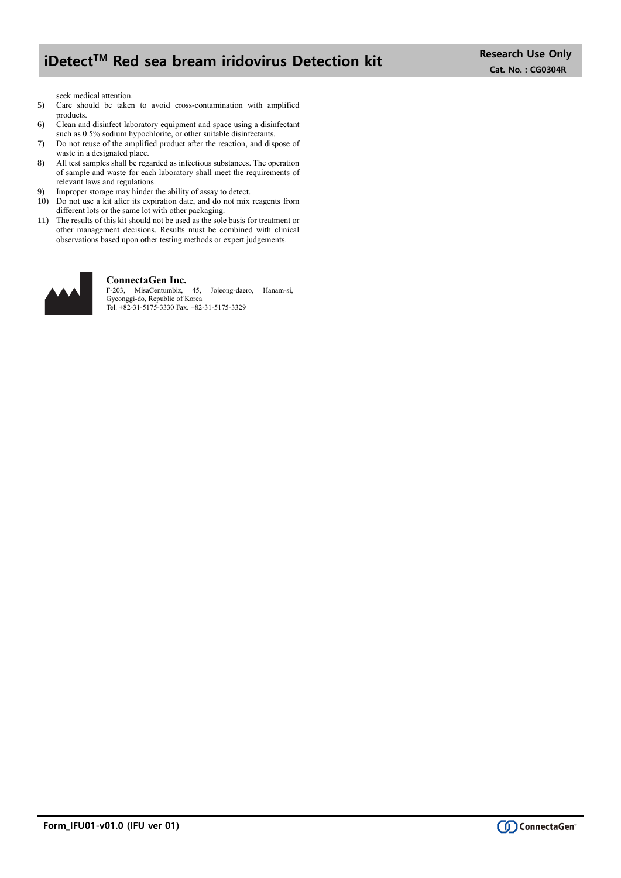seek medical attention.

5) Care should be taken to avoid cross-contamination with amplified products.
6) Clean and disinfect laboratory equipment and space using a disinfectant such as 0.5% sodium hypochlorite, or other suitable disinfectants.
7) Do not reuse of the amplified product after the reaction, and dispose of waste in a designated place.
8) All test samples shall be regarded as infectious substances. The operation of sample and waste for each laboratory shall meet the requirements of relevant laws and regulations.
9) Improper storage may hinder the ability of assay to detect.
10) Do not use a kit after its expiration date, and do not mix reagents from different lots or the same lot with other packaging.
11) The results of this kit should not be used as the sole basis for treatment or other management decisions. Results must be combined with clinical observations based upon other testing methods or expert judgements.

**ConnectaGen Inc.**
F-203, MisaCentumbiz, 45, Jojeong-daero, Hanam-si, Gyeonggi-do, Republic of Korea
Tel. +82-31-5175-3330 Fax. +82-31-5175-3329